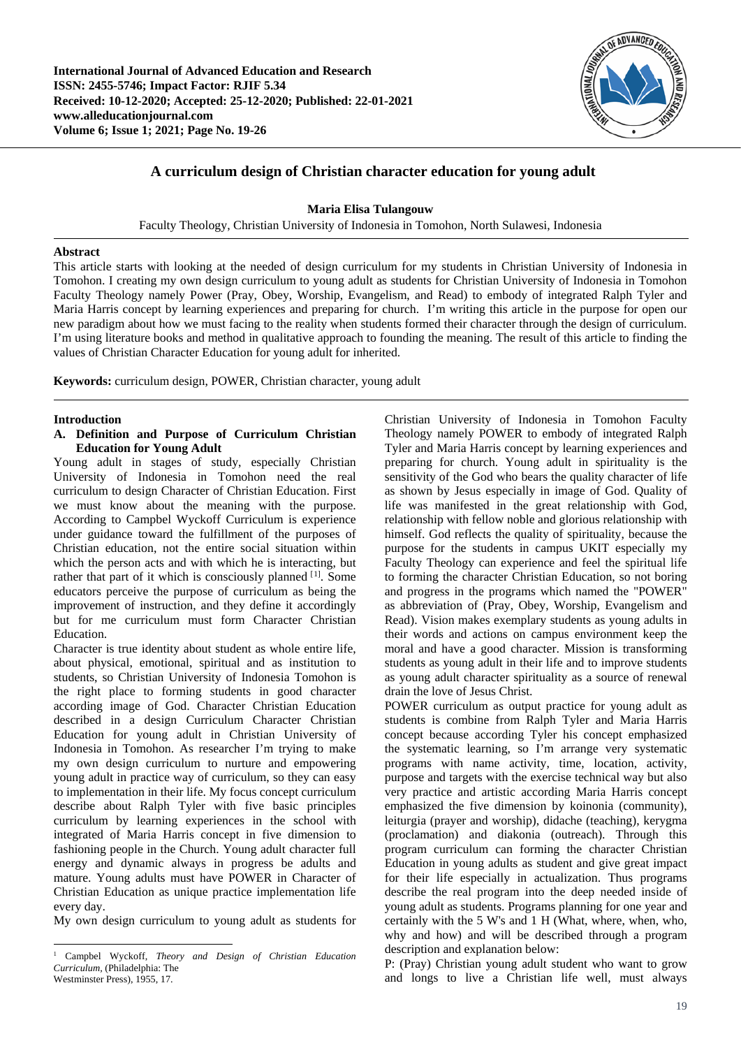# A curriculum design of Christian character education for young adult

**Maria Elisa Tulangouw**

Faculty Theology, Christian University of Indonesia in Tomohon, North Sulawesi, Indonesia

## Abstract

This article starts with looking at the needed of design curriculum for my students in Christian University of Indonesia in Tomohon. I creating my own design curriculum to young adult as students for Christian University of Indonesia in Tomohon Faculty Theology namely Power (Pray, Obey, Worship, Evangelism, and Read) to embody of integrated Ralph Tyler and Maria Harris concept by learning experiences and preparing for church. I'm writing this article in the purpose for open our new paradigm about how we must facing to the reality when students formed their character through the design of curriculum. I'm using literature books and method in qualitative approach to founding the meaning. The result of this article to finding the values of Christian Character Education for young adult for inherited.

**Keywords:** curriculum design, POWER, Christian character, young adult

## Introduction

### A. Definition and Purpose of Curriculum Christian Education for Young Adult

Young adult in stages of study, especially Christian University of Indonesia in Tomohon need the real curriculum to design Character of Christian Education. First we must know about the meaning with the purpose. According to Campbel Wyckoff Curriculum is experience under guidance toward the fulfillment of the purposes of Christian education, not the entire social situation within which the person acts and with which he is interacting, but rather that part of it which is consciously planned [1]. Some educators perceive the purpose of curriculum as being the improvement of instruction, and they define it accordingly but for me curriculum must form Character Christian Education.

Character is true identity about student as whole entire life, about physical, emotional, spiritual and as institution to students, so Christian University of Indonesia Tomohon is the right place to forming students in good character according image of God. Character Christian Education described in a design Curriculum Character Christian Education for young adult in Christian University of Indonesia in Tomohon. As researcher I'm trying to make my own design curriculum to nurture and empowering young adult in practice way of curriculum, so they can easy to implementation in their life. My focus concept curriculum describe about Ralph Tyler with five basic principles curriculum by learning experiences in the school with integrated of Maria Harris concept in five dimension to fashioning people in the Church. Young adult character full energy and dynamic always in progress be adults and mature. Young adults must have POWER in Character of Christian Education as unique practice implementation life every day.

My own design curriculum to young adult as students for Christian University of Indonesia in Tomohon Faculty Theology namely POWER to embody of integrated Ralph Tyler and Maria Harris concept by learning experiences and preparing for church. Young adult in spirituality is the sensitivity of the God who bears the quality character of life as shown by Jesus especially in image of God. Quality of life was manifested in the great relationship with God, relationship with fellow noble and glorious relationship with himself. God reflects the quality of spirituality, because the purpose for the students in campus UKIT especially my Faculty Theology can experience and feel the spiritual life to forming the character Christian Education, so not boring and progress in the programs which named the "POWER" as abbreviation of (Pray, Obey, Worship, Evangelism and Read). Vision makes exemplary students as young adults in their words and actions on campus environment keep the moral and have a good character. Mission is transforming students as young adult in their life and to improve students as young adult character spirituality as a source of renewal drain the love of Jesus Christ.

POWER curriculum as output practice for young adult as students is combine from Ralph Tyler and Maria Harris concept because according Tyler his concept emphasized the systematic learning, so I'm arrange very systematic programs with name activity, time, location, activity, purpose and targets with the exercise technical way but also very practice and artistic according Maria Harris concept emphasized the five dimension by koinonia (community), leiturgia (prayer and worship), didache (teaching), kerygma (proclamation) and diakonia (outreach). Through this program curriculum can forming the character Christian Education in young adults as student and give great impact for their life especially in actualization. Thus programs describe the real program into the deep needed inside of young adult as students. Programs planning for one year and certainly with the 5 W's and 1 H (What, where, who, why and how) and will be described through a program description and explanation below:

P: (Pray) Christian young adult student who want to grow and longs to live a Christian life well, must always

---

[1] Campbel Wyckoff, *Theory and Design of Christian Education Curriculum*, (Philadelphia: The Westminster Press), 1955, 17.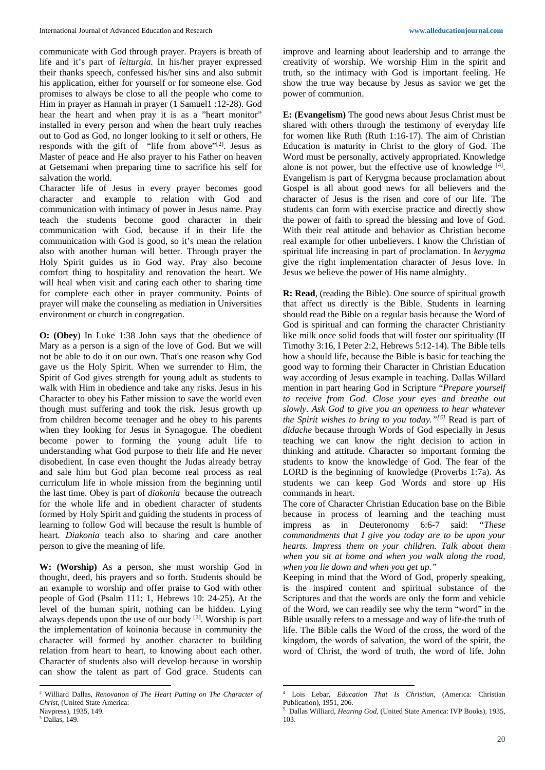communicate with God through prayer. Prayers is breath of life and it's part of *leiturgia.* In his/her prayer expressed their thanks speech, confessed his/her sins and also submit his application, either for yourself or for someone else. God promises to always be close to all the people who come to Him in prayer as Hannah in prayer (1 Samuel1 :12-28). God hear the heart and when pray it is as a "heart monitor" installed in every person and when the heart truly reaches out to God as God, no longer looking to it self or others, He responds with the gift of "life from above"[2]. Jesus as Master of peace and He also prayer to his Father on heaven at Getsemani when preparing time to sacrifice his self for salvation the world.

Character life of Jesus in every prayer becomes good character and example to relation with God and communication with intimacy of power in Jesus name. Pray teach the students become good character in their communication with God, because if in their life the communication with God is good, so it's mean the relation also with another human will better. Through prayer the Holy Spirit guides us in God way. Pray also become comfort thing to hospitality and renovation the heart. We will heal when visit and caring each other to sharing time for complete each other in prayer community. Points of prayer will make the counseling as mediation in Universities environment or church in congregation.

**O: (Obey**) In Luke 1:38 John says that the obedience of Mary as a person is a sign of the love of God. But we will not be able to do it on our own. That's one reason why God gave us the Holy Spirit. When we surrender to Him, the Spirit of God gives strength for young adult as students to walk with Him in obedience and take any risks. Jesus in his Character to obey his Father mission to save the world even though must suffering and took the risk. Jesus growth up from children become teenager and he obey to his parents when they looking for Jesus in Synagogue. The obedient become power to forming the young adult life to understanding what God purpose to their life and He never disobedient. In case even thought the Judas already betray and sale him but God plan become real process as real curriculum life in whole mission from the beginning until the last time. Obey is part of *diakonia* because the outreach for the whole life and in obedient character of students formed by Holy Spirit and guiding the students in process of learning to follow God will because the result is humble of heart. *Diakonia* teach also to sharing and care another person to give the meaning of life.

**W: (Worship)** As a person, she must worship God in thought, deed, his prayers and so forth. Students should be an example to worship and offer praise to God with other people of God (Psalm 111: 1, Hebrews 10: 24-25). At the level of the human spirit, nothing can be hidden. Lying always depends upon the use of our body [3]. Worship is part the implementation of koinonia because in community the character will formed by another character to building relation from heart to heart, to knowing about each other. Character of students also will develop because in worship can show the talent as part of God grace. Students can improve and learning about leadership and to arrange the creativity of worship. We worship Him in the spirit and truth, so the intimacy with God is important feeling. He show the true way because by Jesus as savior we get the power of communion.

**E: (Evangelism)** The good news about Jesus Christ must be shared with others through the testimony of everyday life for women like Ruth (Ruth 1:16-17). The aim of Christian Education is maturity in Christ to the glory of God. The Word must be personally, actively appropriated. Knowledge alone is not power, but the effective use of knowledge [4]. Evangelism is part of Kerygma because proclamation about Gospel is all about good news for all believers and the character of Jesus is the risen and core of our life. The students can form with exercise practice and directly show the power of faith to spread the blessing and love of God. With their real attitude and behavior as Christian become real example for other unbelievers. I know the Christian of spiritual life increasing in part of proclamation. In *kerygma* give the right implementation character of Jesus love. In Jesus we believe the power of His name almighty.

**R: Read**, (reading the Bible). One source of spiritual growth that affect us directly is the Bible. Students in learning should read the Bible on a regular basis because the Word of God is spiritual and can forming the character Christianity like milk once solid foods that will foster our spirituality (II Timothy 3:16, I Peter 2:2, Hebrews 5:12-14). The Bible tells how a should life, because the Bible is basic for teaching the good way to forming their Character in Christian Education way according of Jesus example in teaching. Dallas Willard mention in part hearing God in Scripture "*Prepare yourself to receive from God. Close your eyes and breathe out slowly. Ask God to give you an openness to hear whatever the Spirit wishes to bring to you today."[5]* Read is part of *didache* because through Words of God especially in Jesus teaching we can know the right decision to action in thinking and attitude. Character so important forming the students to know the knowledge of God. The fear of the LORD is the beginning of knowledge (Proverbs 1:7a). As students we can keep God Words and store up His commands in heart.

The core of Character Christian Education base on the Bible because in process of learning and the teaching must impress as in Deuteronomy 6:6-7 said: *"These commandments that I give you today are to be upon your hearts. Impress them on your children. Talk about them when you sit at home and when you walk along the road, when you lie down and when you get up."*

Keeping in mind that the Word of God, properly speaking, is the inspired content and spiritual substance of the Scriptures and that the words are only the form and vehicle of the Word, we can readily see why the term "word" in the Bible usually refers to a message and way of life-the truth of life. The Bible calls the Word of the cross, the word of the kingdom, the words of salvation, the word of the spirit, the word of Christ, the word of truth, the word of life. John

---

[2] Williard Dallas, *Renovation of The Heart Putting on The Character of Christ*, (United State America: Navpress), 1935, 149.

[3] Dallas, 149.

[4] Lois Lebar, *Education That Is Christian*, (America: Christian Publication), 1951, 206.

[5] Dallas Williard, *Hearing God*, (United State America: IVP Books), 1935, 103.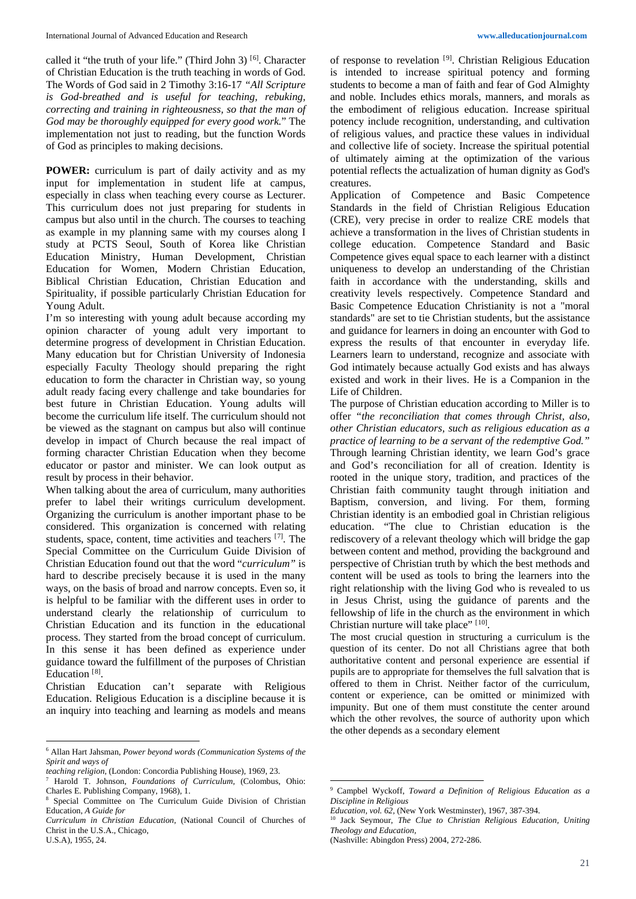called it "the truth of your life." (Third John 3) [6]. Character of Christian Education is the truth teaching in words of God. The Words of God said in 2 Timothy 3:16-17 *"All Scripture is God-breathed and is useful for teaching, rebuking, correcting and training in righteousness, so that the man of God may be thoroughly equipped for every good work.*" The implementation not just to reading, but the function Words of God as principles to making decisions.

**POWER:** curriculum is part of daily activity and as my input for implementation in student life at campus, especially in class when teaching every course as Lecturer. This curriculum does not just preparing for students in campus but also until in the church. The courses to teaching as example in my planning same with my courses along I study at PCTS Seoul, South of Korea like Christian Education Ministry, Human Development, Christian Education for Women, Modern Christian Education, Biblical Christian Education, Christian Education and Spirituality, if possible particularly Christian Education for Young Adult.

I'm so interesting with young adult because according my opinion character of young adult very important to determine progress of development in Christian Education. Many education but for Christian University of Indonesia especially Faculty Theology should preparing the right education to form the character in Christian way, so young adult ready facing every challenge and take boundaries for best future in Christian Education. Young adults will become the curriculum life itself. The curriculum should not be viewed as the stagnant on campus but also will continue develop in impact of Church because the real impact of forming character Christian Education when they become educator or pastor and minister. We can look output as result by process in their behavior.

When talking about the area of curriculum, many authorities prefer to label their writings curriculum development. Organizing the curriculum is another important phase to be considered. This organization is concerned with relating students, space, content, time activities and teachers [7]. The Special Committee on the Curriculum Guide Division of Christian Education found out that the word "*curriculum"* is hard to describe precisely because it is used in the many ways, on the basis of broad and narrow concepts. Even so, it is helpful to be familiar with the different uses in order to understand clearly the relationship of curriculum to Christian Education and its function in the educational process. They started from the broad concept of curriculum. In this sense it has been defined as experience under guidance toward the fulfillment of the purposes of Christian Education [8].

Christian Education can't separate with Religious Education. Religious Education is a discipline because it is an inquiry into teaching and learning as models and means of response to revelation [9]. Christian Religious Education is intended to increase spiritual potency and forming students to become a man of faith and fear of God Almighty and noble. Includes ethics morals, manners, and morals as the embodiment of religious education. Increase spiritual potency include recognition, understanding, and cultivation of religious values, and practice these values in individual and collective life of society. Increase the spiritual potential of ultimately aiming at the optimization of the various potential reflects the actualization of human dignity as God's creatures.

Application of Competence and Basic Competence Standards in the field of Christian Religious Education (CRE), very precise in order to realize CRE models that achieve a transformation in the lives of Christian students in college education. Competence Standard and Basic Competence gives equal space to each learner with a distinct uniqueness to develop an understanding of the Christian faith in accordance with the understanding, skills and creativity levels respectively. Competence Standard and Basic Competence Education Christianity is not a "moral standards" are set to tie Christian students, but the assistance and guidance for learners in doing an encounter with God to express the results of that encounter in everyday life. Learners learn to understand, recognize and associate with God intimately because actually God exists and has always existed and work in their lives. He is a Companion in the Life of Children.

The purpose of Christian education according to Miller is to offer *"the reconciliation that comes through Christ, also, other Christian educators, such as religious education as a practice of learning to be a servant of the redemptive God."* Through learning Christian identity, we learn God's grace and God's reconciliation for all of creation. Identity is rooted in the unique story, tradition, and practices of the Christian faith community taught through initiation and Baptism, conversion, and living. For them, forming Christian identity is an embodied goal in Christian religious education. "The clue to Christian education is the rediscovery of a relevant theology which will bridge the gap between content and method, providing the background and perspective of Christian truth by which the best methods and content will be used as tools to bring the learners into the right relationship with the living God who is revealed to us in Jesus Christ, using the guidance of parents and the fellowship of life in the church as the environment in which Christian nurture will take place" [10].

The most crucial question in structuring a curriculum is the question of its center. Do not all Christians agree that both authoritative content and personal experience are essential if pupils are to appropriate for themselves the full salvation that is offered to them in Christ. Neither factor of the curriculum, content or experience, can be omitted or minimized with impunity. But one of them must constitute the center around which the other revolves, the source of authority upon which the other depends as a secondary element

---

[6] Allan Hart Jahsman, *Power beyond words (Communication Systems of the Spirit and ways of teaching religion*, (London: Concordia Publishing House), 1969, 23.

[7] Harold T. Johnson, *Foundations of Curriculum*, (Colombus, Ohio: Charles E. Publishing Company, 1968), 1.

[8] Special Committee on The Curriculum Guide Division of Christian Education, *A Guide for Curriculum in Christian Education*, (National Council of Churches of Christ in the U.S.A., Chicago, U.S.A), 1955, 24.

[9] Campbel Wyckoff, *Toward a Definition of Religious Education as a Discipline in Religious Education, vol. 62*, (New York Westminster), 1967, 387-394.

[10] Jack Seymour, *The Clue to Christian Religious Education, Uniting Theology and Education*, (Nashville: Abingdon Press) 2004, 272-286.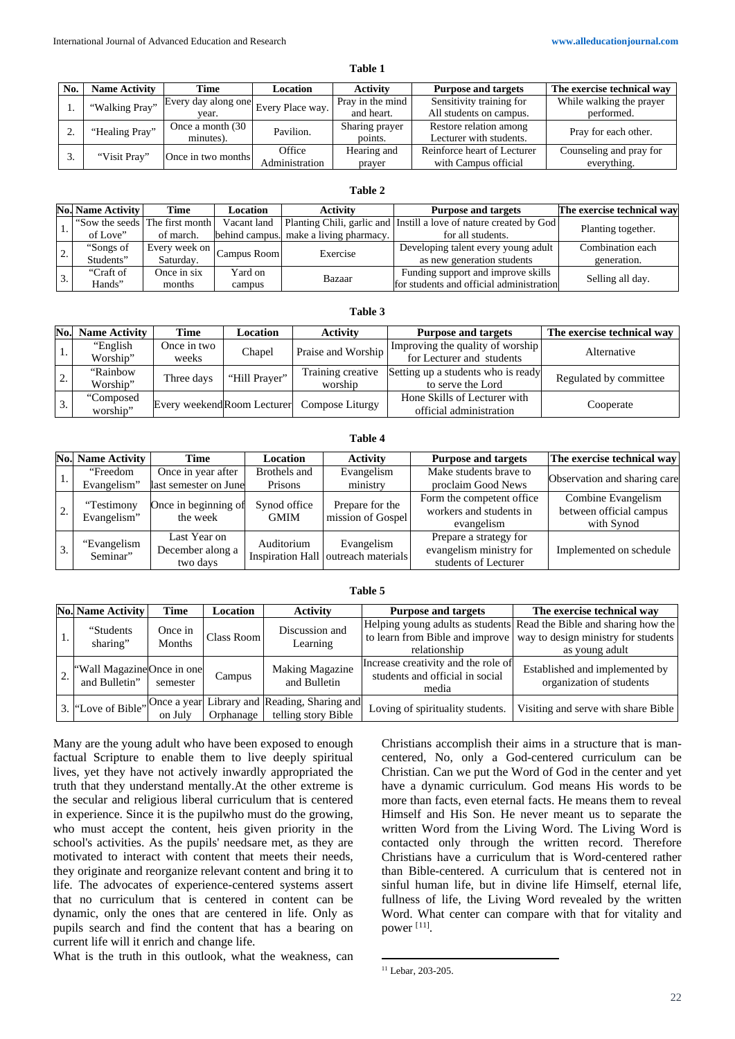**Table 1**

| No. | Name Activity | Time | Location | Activity | Purpose and targets | The exercise technical way |
|---|---|---|---|---|---|---|
| 1. | "Walking Pray" | Every day along one year. | Every Place way. | Pray in the mind and heart. | Sensitivity training for All students on campus. | While walking the prayer performed. |
| 2. | "Healing Pray" | Once a month (30 minutes). | Pavilion. | Sharing prayer points. | Restore relation among Lecturer with students. | Pray for each other. |
| 3. | "Visit Pray" | Once in two months | Office Administration | Hearing and prayer | Reinforce heart of Lecturer with Campus official | Counseling and pray for everything. |

**Table 2**

| No. | Name Activity | Time | Location | Activity | Purpose and targets | The exercise technical way |
|---|---|---|---|---|---|---|
| 1. | "Sow the seeds of Love" | The first month of march. | Vacant land behind campus. | Planting Chili, garlic and make a living pharmacy. | Instill a love of nature created by God for all students. | Planting together. |
| 2. | "Songs of Students" | Every week on Saturday. | Campus Room | Exercise | Developing talent every young adult as new generation students | Combination each generation. |
| 3. | "Craft of Hands" | Once in six months | Yard on campus | Bazaar | Funding support and improve skills for students and official administration | Selling all day. |

**Table 3**

| No. | Name Activity | Time | Location | Activity | Purpose and targets | The exercise technical way |
|---|---|---|---|---|---|---|
| 1. | "English Worship" | Once in two weeks | Chapel | Praise and Worship | Improving the quality of worship for Lecturer and students | Alternative |
| 2. | "Rainbow Worship" | Three days | "Hill Prayer" | Training creative worship | Setting up a students who is ready to serve the Lord | Regulated by committee |
| 3. | "Composed worship" | Every weekend | Room Lecturer | Compose Liturgy | Hone Skills of Lecturer with official administration | Cooperate |

**Table 4**

| No. | Name Activity | Time | Location | Activity | Purpose and targets | The exercise technical way |
|---|---|---|---|---|---|---|
| 1. | "Freedom Evangelism" | Once in year after last semester on June | Brothels and Prisons | Evangelism ministry | Make students brave to proclaim Good News | Observation and sharing care |
| 2. | "Testimony Evangelism" | Once in beginning of the week | Synod office GMIM | Prepare for the mission of Gospel | Form the competent office workers and students in evangelism | Combine Evangelism between official campus with Synod |
| 3. | "Evangelism Seminar" | Last Year on December along a two days | Auditorium Inspiration Hall | Evangelism outreach materials | Prepare a strategy for evangelism ministry for students of Lecturer | Implemented on schedule |

**Table 5**

| No. | Name Activity | Time | Location | Activity | Purpose and targets | The exercise technical way |
|---|---|---|---|---|---|---|
| 1. | "Students sharing" | Once in Months | Class Room | Discussion and Learning | Helping young adults as students to learn from Bible and improve relationship | Read the Bible and sharing how the way to design ministry for students as young adult |
| 2. | "Wall Magazine and Bulletin" | Once in one semester | Campus | Making Magazine and Bulletin | Increase creativity and the role of students and official in social media | Established and implemented by organization of students |
| 3. | "Love of Bible" | Once a year on July | Library and Orphanage | Reading, Sharing and telling story Bible | Loving of spirituality students. | Visiting and serve with share Bible |

Many are the young adult who have been exposed to enough factual Scripture to enable them to live deeply spiritual lives, yet they have not actively inwardly appropriated the truth that they understand mentally.At the other extreme is the secular and religious liberal curriculum that is centered in experience. Since it is the pupilwho must do the growing, who must accept the content, heis given priority in the school's activities. As the pupils' needsare met, as they are motivated to interact with content that meets their needs, they originate and reorganize relevant content and bring it to life. The advocates of experience-centered systems assert that no curriculum that is centered in content can be dynamic, only the ones that are centered in life. Only as pupils search and find the content that has a bearing on current life will it enrich and change life.

What is the truth in this outlook, what the weakness, can Christians accomplish their aims in a structure that is man-centered, No, only a God-centered curriculum can be Christian. Can we put the Word of God in the center and yet have a dynamic curriculum. God means His words to be more than facts, even eternal facts. He means them to reveal Himself and His Son. He never meant us to separate the written Word from the Living Word. The Living Word is contacted only through the written record. Therefore Christians have a curriculum that is Word-centered rather than Bible-centered. A curriculum that is centered not in sinful human life, but in divine life Himself, eternal life, fullness of life, the Living Word revealed by the written Word. What center can compare with that for vitality and power [11].

[11] Lebar, 203-205.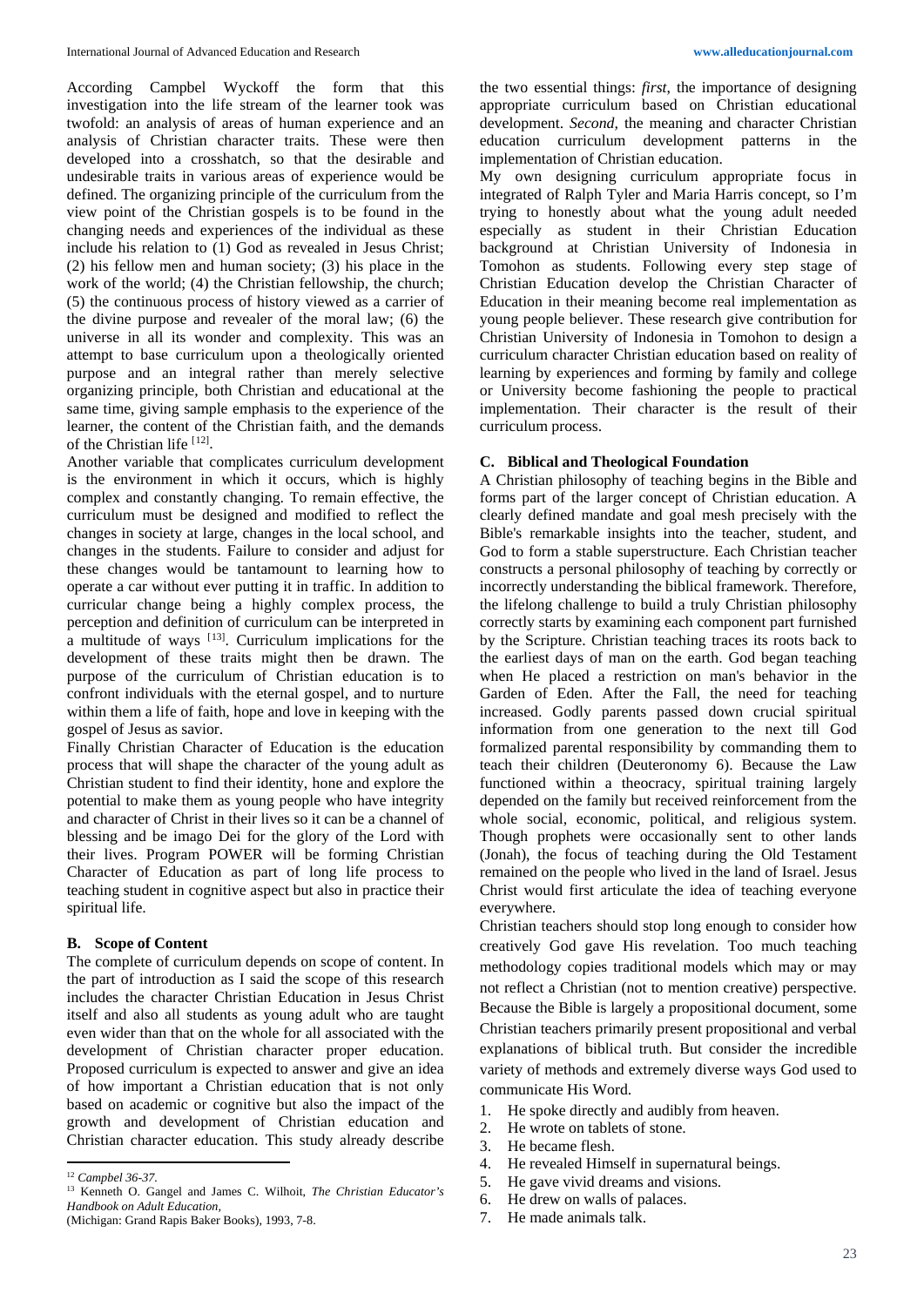According Campbel Wyckoff the form that this investigation into the life stream of the learner took was twofold: an analysis of areas of human experience and an analysis of Christian character traits. These were then developed into a crosshatch, so that the desirable and undesirable traits in various areas of experience would be defined. The organizing principle of the curriculum from the view point of the Christian gospels is to be found in the changing needs and experiences of the individual as these include his relation to (1) God as revealed in Jesus Christ; (2) his fellow men and human society; (3) his place in the work of the world; (4) the Christian fellowship, the church; (5) the continuous process of history viewed as a carrier of the divine purpose and revealer of the moral law; (6) the universe in all its wonder and complexity. This was an attempt to base curriculum upon a theologically oriented purpose and an integral rather than merely selective organizing principle, both Christian and educational at the same time, giving sample emphasis to the experience of the learner, the content of the Christian faith, and the demands of the Christian life [12].

Another variable that complicates curriculum development is the environment in which it occurs, which is highly complex and constantly changing. To remain effective, the curriculum must be designed and modified to reflect the changes in society at large, changes in the local school, and changes in the students. Failure to consider and adjust for these changes would be tantamount to learning how to operate a car without ever putting it in traffic. In addition to curricular change being a highly complex process, the perception and definition of curriculum can be interpreted in a multitude of ways [13]. Curriculum implications for the development of these traits might then be drawn. The purpose of the curriculum of Christian education is to confront individuals with the eternal gospel, and to nurture within them a life of faith, hope and love in keeping with the gospel of Jesus as savior.

Finally Christian Character of Education is the education process that will shape the character of the young adult as Christian student to find their identity, hone and explore the potential to make them as young people who have integrity and character of Christ in their lives so it can be a channel of blessing and be imago Dei for the glory of the Lord with their lives. Program POWER will be forming Christian Character of Education as part of long life process to teaching student in cognitive aspect but also in practice their spiritual life.

### B. Scope of Content

The complete of curriculum depends on scope of content. In the part of introduction as I said the scope of this research includes the character Christian Education in Jesus Christ itself and also all students as young adult who are taught even wider than that on the whole for all associated with the development of Christian character proper education. Proposed curriculum is expected to answer and give an idea of how important a Christian education that is not only based on academic or cognitive but also the impact of the growth and development of Christian education and Christian character education. This study already describe the two essential things: *first*, the importance of designing appropriate curriculum based on Christian educational development. *Second,* the meaning and character Christian education curriculum development patterns in the implementation of Christian education.

My own designing curriculum appropriate focus in integrated of Ralph Tyler and Maria Harris concept, so I'm trying to honestly about what the young adult needed especially as student in their Christian Education background at Christian University of Indonesia in Tomohon as students. Following every step stage of Christian Education develop the Christian Character of Education in their meaning become real implementation as young people believer. These research give contribution for Christian University of Indonesia in Tomohon to design a curriculum character Christian education based on reality of learning by experiences and forming by family and college or University become fashioning the people to practical implementation. Their character is the result of their curriculum process.

### C. Biblical and Theological Foundation

A Christian philosophy of teaching begins in the Bible and forms part of the larger concept of Christian education. A clearly defined mandate and goal mesh precisely with the Bible's remarkable insights into the teacher, student, and God to form a stable superstructure. Each Christian teacher constructs a personal philosophy of teaching by correctly or incorrectly understanding the biblical framework. Therefore, the lifelong challenge to build a truly Christian philosophy correctly starts by examining each component part furnished by the Scripture. Christian teaching traces its roots back to the earliest days of man on the earth. God began teaching when He placed a restriction on man's behavior in the Garden of Eden. After the Fall, the need for teaching increased. Godly parents passed down crucial spiritual information from one generation to the next till God formalized parental responsibility by commanding them to teach their children (Deuteronomy 6). Because the Law functioned within a theocracy, spiritual training largely depended on the family but received reinforcement from the whole social, economic, political, and religious system. Though prophets were occasionally sent to other lands (Jonah), the focus of teaching during the Old Testament remained on the people who lived in the land of Israel. Jesus Christ would first articulate the idea of teaching everyone everywhere.

Christian teachers should stop long enough to consider how creatively God gave His revelation. Too much teaching methodology copies traditional models which may or may not reflect a Christian (not to mention creative) perspective. Because the Bible is largely a propositional document, some Christian teachers primarily present propositional and verbal explanations of biblical truth. But consider the incredible variety of methods and extremely diverse ways God used to communicate His Word.

1. He spoke directly and audibly from heaven.
2. He wrote on tablets of stone.
3. He became flesh.
4. He revealed Himself in supernatural beings.
5. He gave vivid dreams and visions.
6. He drew on walls of palaces.
7. He made animals talk.

---

[12] *Campbel 36-37.*

[13] Kenneth O. Gangel and James C. Wilhoit, *The Christian Educator's Handbook on Adult Education,* (Michigan: Grand Rapis Baker Books), 1993, 7-8.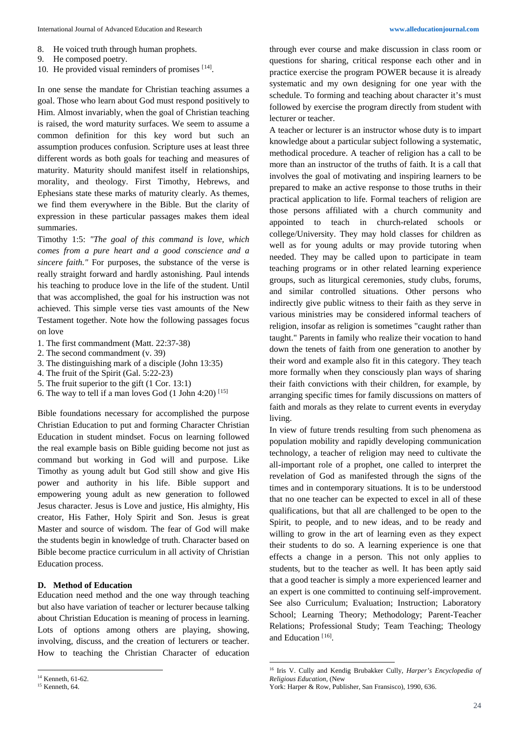8. He voiced truth through human prophets.
9. He composed poetry.
10. He provided visual reminders of promises [14].

In one sense the mandate for Christian teaching assumes a goal. Those who learn about God must respond positively to Him. Almost invariably, when the goal of Christian teaching is raised, the word maturity surfaces. We seem to assume a common definition for this key word but such an assumption produces confusion. Scripture uses at least three different words as both goals for teaching and measures of maturity. Maturity should manifest itself in relationships, morality, and theology. First Timothy, Hebrews, and Ephesians state these marks of maturity clearly. As themes, we find them everywhere in the Bible. But the clarity of expression in these particular passages makes them ideal summaries.

Timothy 1:5: *"The goal of this command is love, which comes from a pure heart and a good conscience and a sincere faith."* For purposes, the substance of the verse is really straight forward and hardly astonishing. Paul intends his teaching to produce love in the life of the student. Until that was accomplished, the goal for his instruction was not achieved. This simple verse ties vast amounts of the New Testament together. Note how the following passages focus on love

1. The first commandment (Matt. 22:37-38)
2. The second commandment (v. 39)
3. The distinguishing mark of a disciple (John 13:35)
4. The fruit of the Spirit (Gal. 5:22-23)
5. The fruit superior to the gift (1 Cor. 13:1)
6. The way to tell if a man loves God (1 John 4:20) [15]

Bible foundations necessary for accomplished the purpose Christian Education to put and forming Character Christian Education in student mindset. Focus on learning followed the real example basis on Bible guiding become not just as command but working in God will and purpose. Like Timothy as young adult but God still show and give His power and authority in his life. Bible support and empowering young adult as new generation to followed Jesus character. Jesus is Love and justice, His almighty, His creator, His Father, Holy Spirit and Son. Jesus is great Master and source of wisdom. The fear of God will make the students begin in knowledge of truth. Character based on Bible become practice curriculum in all activity of Christian Education process.

### D. Method of Education

Education need method and the one way through teaching but also have variation of teacher or lecturer because talking about Christian Education is meaning of process in learning. Lots of options among others are playing, showing, involving, discuss, and the creation of lecturers or teacher. How to teaching the Christian Character of education through ever course and make discussion in class room or questions for sharing, critical response each other and in practice exercise the program POWER because it is already systematic and my own designing for one year with the schedule. To forming and teaching about character it's must followed by exercise the program directly from student with lecturer or teacher.

A teacher or lecturer is an instructor whose duty is to impart knowledge about a particular subject following a systematic, methodical procedure. A teacher of religion has a call to be more than an instructor of the truths of faith. It is a call that involves the goal of motivating and inspiring learners to be prepared to make an active response to those truths in their practical application to life. Formal teachers of religion are those persons affiliated with a church community and appointed to teach in church-related schools or college/University. They may hold classes for children as well as for young adults or may provide tutoring when needed. They may be called upon to participate in team teaching programs or in other related learning experience groups, such as liturgical ceremonies, study clubs, forums, and similar controlled situations. Other persons who indirectly give public witness to their faith as they serve in various ministries may be considered informal teachers of religion, insofar as religion is sometimes "caught rather than taught." Parents in family who realize their vocation to hand down the tenets of faith from one generation to another by their word and example also fit in this category. They teach more formally when they consciously plan ways of sharing their faith convictions with their children, for example, by arranging specific times for family discussions on matters of faith and morals as they relate to current events in everyday living.

In view of future trends resulting from such phenomena as population mobility and rapidly developing communication technology, a teacher of religion may need to cultivate the all-important role of a prophet, one called to interpret the revelation of God as manifested through the signs of the times and in contemporary situations. It is to be understood that no one teacher can be expected to excel in all of these qualifications, but that all are challenged to be open to the Spirit, to people, and to new ideas, and to be ready and willing to grow in the art of learning even as they expect their students to do so. A learning experience is one that effects a change in a person. This not only applies to students, but to the teacher as well. It has been aptly said that a good teacher is simply a more experienced learner and an expert is one committed to continuing self-improvement. See also Curriculum; Evaluation; Instruction; Laboratory School; Learning Theory; Methodology; Parent-Teacher Relations; Professional Study; Team Teaching; Theology and Education [16].

---

[14] Kenneth, 61-62.

[15] Kenneth, 64.

[16] Iris V. Cully and Kendig Brubakker Cully, *Harper's Encyclopedia of Religious Education*, (New York: Harper & Row, Publisher, San Fransisco), 1990, 636.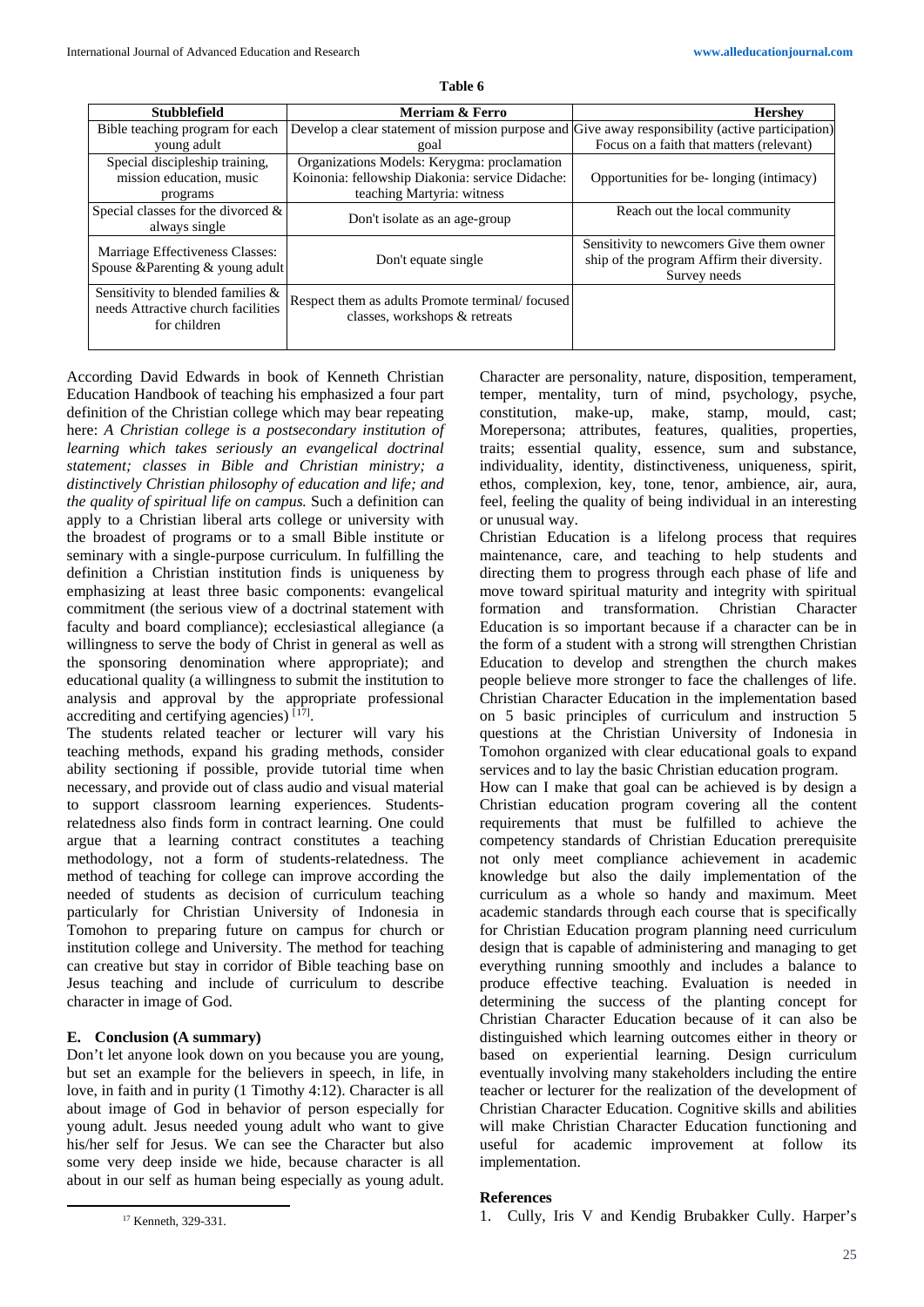**Table 6**

| Stubblefield | Merriam & Ferro | Hershey |
|---|---|---|
| Bible teaching program for each young adult | Develop a clear statement of mission purpose and goal | Give away responsibility (active participation) Focus on a faith that matters (relevant) |
| Special discipleship training, mission education, music programs | Organizations Models: Kerygma: proclamation Koinonia: fellowship Diakonia: service Didache: teaching Martyria: witness | Opportunities for be- longing (intimacy) |
| Special classes for the divorced & always single | Don't isolate as an age-group | Reach out the local community |
| Marriage Effectiveness Classes: Spouse &Parenting & young adult | Don't equate single | Sensitivity to newcomers Give them owner ship of the program Affirm their diversity. Survey needs |
| Sensitivity to blended families & needs Attractive church facilities for children | Respect them as adults Promote terminal/ focused classes, workshops & retreats | |

According David Edwards in book of Kenneth Christian Education Handbook of teaching his emphasized a four part definition of the Christian college which may bear repeating here: *A Christian college is a postsecondary institution of learning which takes seriously an evangelical doctrinal statement; classes in Bible and Christian ministry; a distinctively Christian philosophy of education and life; and the quality of spiritual life on campus.* Such a definition can apply to a Christian liberal arts college or university with the broadest of programs or to a small Bible institute or seminary with a single-purpose curriculum. In fulfilling the definition a Christian institution finds is uniqueness by emphasizing at least three basic components: evangelical commitment (the serious view of a doctrinal statement with faculty and board compliance); ecclesiastical allegiance (a willingness to serve the body of Christ in general as well as the sponsoring denomination where appropriate); and educational quality (a willingness to submit the institution to analysis and approval by the appropriate professional accrediting and certifying agencies) [17].

The students related teacher or lecturer will vary his teaching methods, expand his grading methods, consider ability sectioning if possible, provide tutorial time when necessary, and provide out of class audio and visual material to support classroom learning experiences. Students-relatedness also finds form in contract learning. One could argue that a learning contract constitutes a teaching methodology, not a form of students-relatedness. The method of teaching for college can improve according the needed of students as decision of curriculum teaching particularly for Christian University of Indonesia in Tomohon to preparing future on campus for church or institution college and University. The method for teaching can creative but stay in corridor of Bible teaching base on Jesus teaching and include of curriculum to describe character in image of God.

## E. Conclusion (A summary)

Don't let anyone look down on you because you are young, but set an example for the believers in speech, in life, in love, in faith and in purity (1 Timothy 4:12). Character is all about image of God in behavior of person especially for young adult. Jesus needed young adult who want to give his/her self for Jesus. We can see the Character but also some very deep inside we hide, because character is all about in our self as human being especially as young adult. Character are personality, nature, disposition, temperament, temper, mentality, turn of mind, psychology, psyche, constitution, make-up, make, stamp, mould, cast; Morepersona; attributes, features, qualities, properties, traits; essential quality, essence, sum and substance, individuality, identity, distinctiveness, uniqueness, spirit, ethos, complexion, key, tone, tenor, ambience, air, aura, feel, feeling the quality of being individual in an interesting or unusual way.

Christian Education is a lifelong process that requires maintenance, care, and teaching to help students and directing them to progress through each phase of life and move toward spiritual maturity and integrity with spiritual formation and transformation. Christian Character Education is so important because if a character can be in the form of a student with a strong will strengthen Christian Education to develop and strengthen the church makes people believe more stronger to face the challenges of life. Christian Character Education in the implementation based on 5 basic principles of curriculum and instruction 5 questions at the Christian University of Indonesia in Tomohon organized with clear educational goals to expand services and to lay the basic Christian education program.

How can I make that goal can be achieved is by design a Christian education program covering all the content requirements that must be fulfilled to achieve the competency standards of Christian Education prerequisite not only meet compliance achievement in academic knowledge but also the daily implementation of the curriculum as a whole so handy and maximum. Meet academic standards through each course that is specifically for Christian Education program planning need curriculum design that is capable of administering and managing to get everything running smoothly and includes a balance to produce effective teaching. Evaluation is needed in determining the success of the planting concept for Christian Character Education because of it can also be distinguished which learning outcomes either in theory or based on experiential learning. Design curriculum eventually involving many stakeholders including the entire teacher or lecturer for the realization of the development of Christian Character Education. Cognitive skills and abilities will make Christian Character Education functioning and useful for academic improvement at follow its implementation.

## References

1. Cully, Iris V and Kendig Brubakker Cully. Harper's

---

[17] Kenneth, 329-331.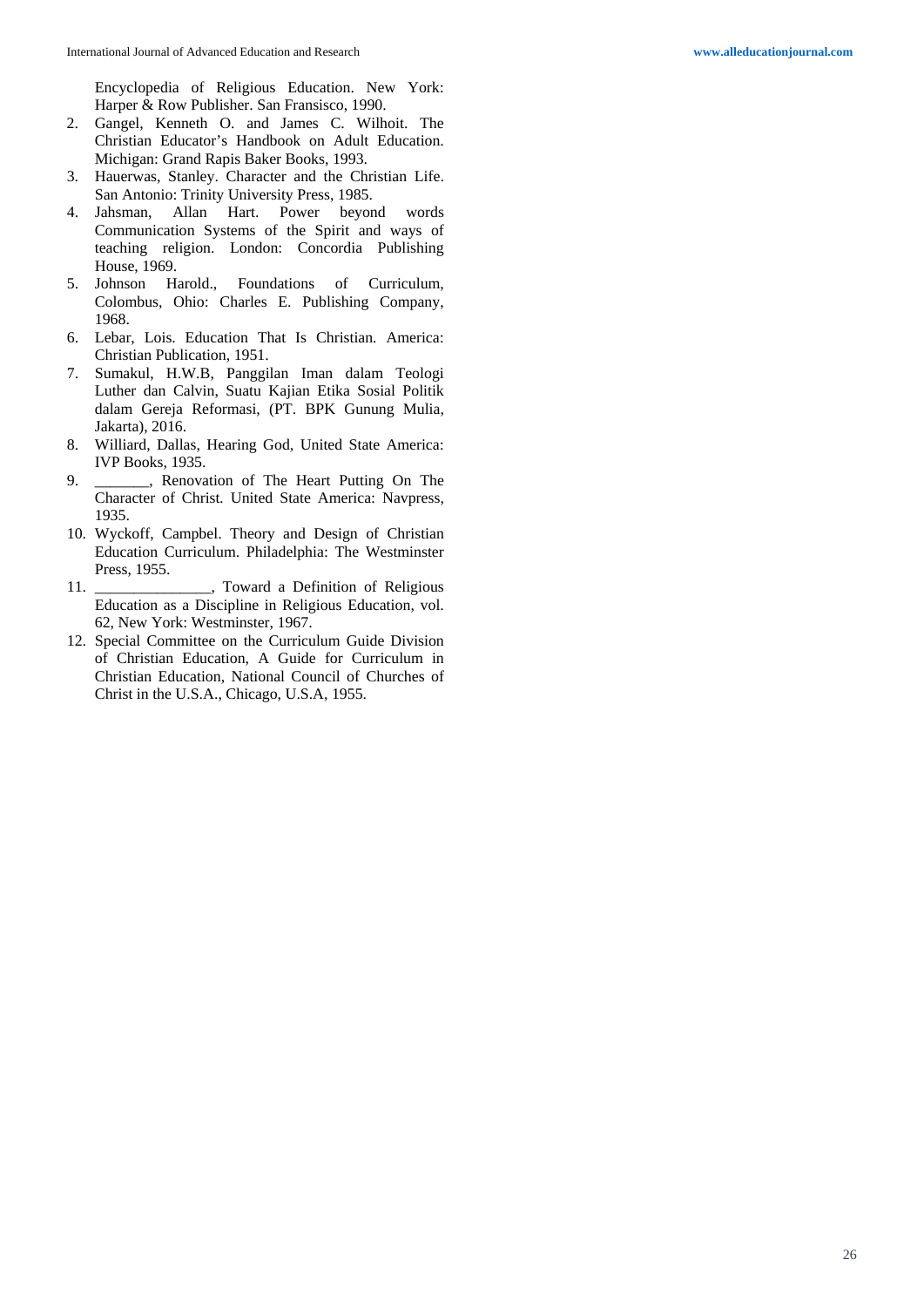Encyclopedia of Religious Education. New York: Harper & Row Publisher. San Fransisco, 1990.

2. Gangel, Kenneth O. and James C. Wilhoit. The Christian Educator's Handbook on Adult Education. Michigan: Grand Rapis Baker Books, 1993.
3. Hauerwas, Stanley. Character and the Christian Life. San Antonio: Trinity University Press, 1985.
4. Jahsman, Allan Hart. Power beyond words Communication Systems of the Spirit and ways of teaching religion. London: Concordia Publishing House, 1969.
5. Johnson Harold., Foundations of Curriculum, Colombus, Ohio: Charles E. Publishing Company, 1968.
6. Lebar, Lois. Education That Is Christian. America: Christian Publication, 1951.
7. Sumakul, H.W.B, Panggilan Iman dalam Teologi Luther dan Calvin, Suatu Kajian Etika Sosial Politik dalam Gereja Reformasi, (PT. BPK Gunung Mulia, Jakarta), 2016.
8. Williard, Dallas, Hearing God, United State America: IVP Books, 1935.
9. _______, Renovation of The Heart Putting On The Character of Christ. United State America: Navpress, 1935.
10. Wyckoff, Campbel. Theory and Design of Christian Education Curriculum. Philadelphia: The Westminster Press, 1955.
11. _______________, Toward a Definition of Religious Education as a Discipline in Religious Education, vol. 62, New York: Westminster, 1967.
12. Special Committee on the Curriculum Guide Division of Christian Education, A Guide for Curriculum in Christian Education, National Council of Churches of Christ in the U.S.A., Chicago, U.S.A, 1955.